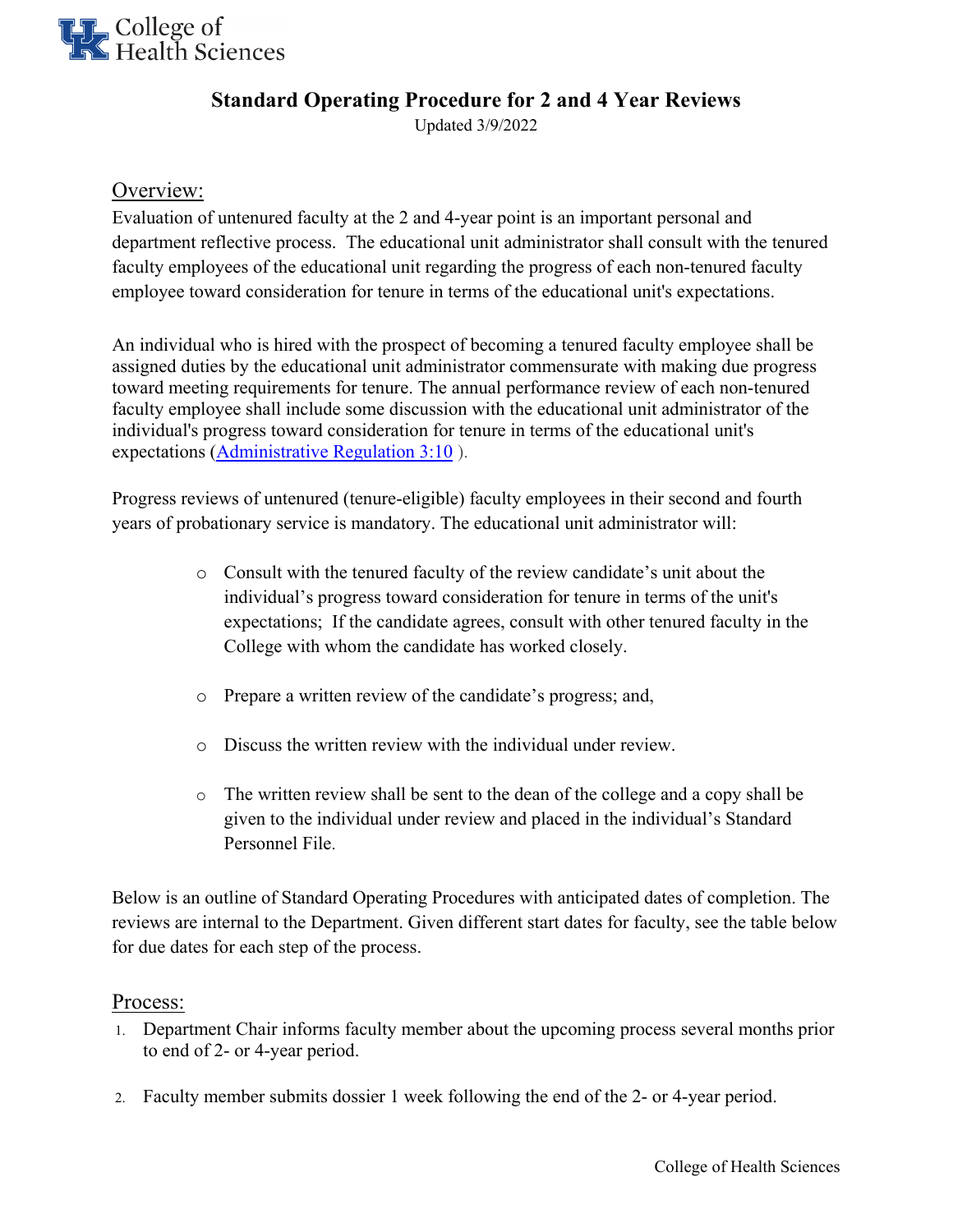College of
Health Sciences

# Standard Operating Procedure for 2 and 4 Year Reviews

Updated 3/9/2022

## Overview:

Evaluation of untenured faculty at the 2 and 4-year point is an important personal and department reflective process. The educational unit administrator shall consult with the tenured faculty employees of the educational unit regarding the progress of each non-tenured faculty employee toward consideration for tenure in terms of the educational unit's expectations.

An individual who is hired with the prospect of becoming a tenured faculty employee shall be assigned duties by the educational unit administrator commensurate with making due progress toward meeting requirements for tenure. The annual performance review of each non-tenured faculty employee shall include some discussion with the educational unit administrator of the individual's progress toward consideration for tenure in terms of the educational unit's expectations (Administrative Regulation 3:10 ).

Progress reviews of untenured (tenure-eligible) faculty employees in their second and fourth years of probationary service is mandatory. The educational unit administrator will:

- Consult with the tenured faculty of the review candidate's unit about the individual's progress toward consideration for tenure in terms of the unit's expectations; If the candidate agrees, consult with other tenured faculty in the College with whom the candidate has worked closely.
- Prepare a written review of the candidate's progress; and,
- Discuss the written review with the individual under review.
- The written review shall be sent to the dean of the college and a copy shall be given to the individual under review and placed in the individual's Standard Personnel File.

Below is an outline of Standard Operating Procedures with anticipated dates of completion. The reviews are internal to the Department. Given different start dates for faculty, see the table below for due dates for each step of the process.

## Process:

1. Department Chair informs faculty member about the upcoming process several months prior to end of 2- or 4-year period.
2. Faculty member submits dossier 1 week following the end of the 2- or 4-year period.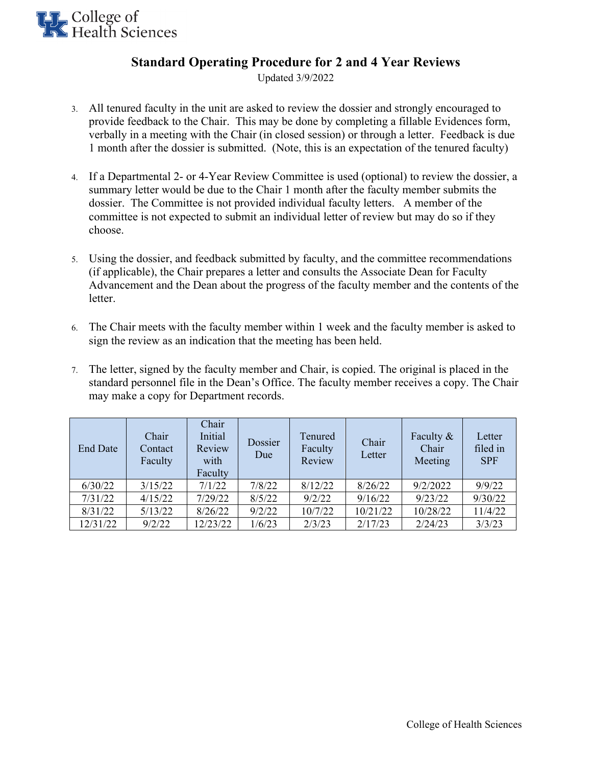# Standard Operating Procedure for 2 and 4 Year Reviews

Updated 3/9/2022

3. All tenured faculty in the unit are asked to review the dossier and strongly encouraged to provide feedback to the Chair. This may be done by completing a fillable Evidences form, verbally in a meeting with the Chair (in closed session) or through a letter. Feedback is due 1 month after the dossier is submitted. (Note, this is an expectation of the tenured faculty)

4. If a Departmental 2- or 4-Year Review Committee is used (optional) to review the dossier, a summary letter would be due to the Chair 1 month after the faculty member submits the dossier. The Committee is not provided individual faculty letters. A member of the committee is not expected to submit an individual letter of review but may do so if they choose.

5. Using the dossier, and feedback submitted by faculty, and the committee recommendations (if applicable), the Chair prepares a letter and consults the Associate Dean for Faculty Advancement and the Dean about the progress of the faculty member and the contents of the letter.

6. The Chair meets with the faculty member within 1 week and the faculty member is asked to sign the review as an indication that the meeting has been held.

7. The letter, signed by the faculty member and Chair, is copied. The original is placed in the standard personnel file in the Dean's Office. The faculty member receives a copy. The Chair may make a copy for Department records.

| End Date | Chair Contact Faculty | Chair Initial Review with Faculty | Dossier Due | Tenured Faculty Review | Chair Letter | Faculty & Chair Meeting | Letter filed in SPF |
|---|---|---|---|---|---|---|---|
| 6/30/22 | 3/15/22 | 7/1/22 | 7/8/22 | 8/12/22 | 8/26/22 | 9/2/2022 | 9/9/22 |
| 7/31/22 | 4/15/22 | 7/29/22 | 8/5/22 | 9/2/22 | 9/16/22 | 9/23/22 | 9/30/22 |
| 8/31/22 | 5/13/22 | 8/26/22 | 9/2/22 | 10/7/22 | 10/21/22 | 10/28/22 | 11/4/22 |
| 12/31/22 | 9/2/22 | 12/23/22 | 1/6/23 | 2/3/23 | 2/17/23 | 2/24/23 | 3/3/23 |